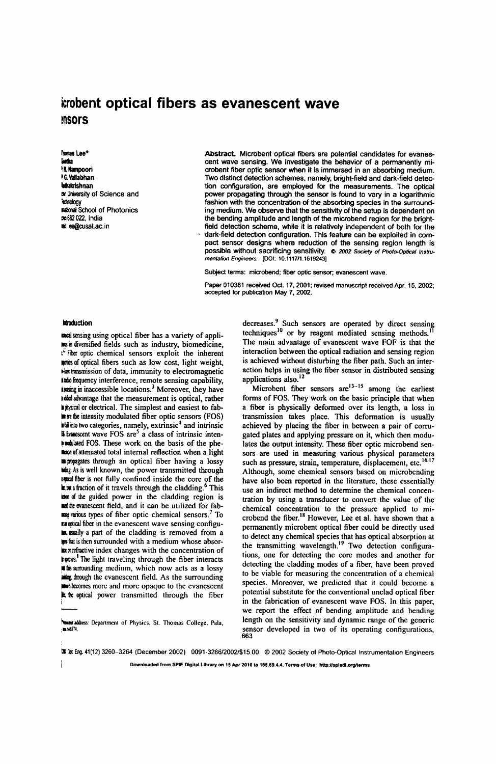# icrobent optical fibers as evanescent wave ensors

homas Lee*
ietha
P. R. Nampoori
P. G. Vallabhan
adhakrishnan
hin University of Science and
echnology
ational School of Photonics
hin 682 022, India
ail: lee@cusat.ac.in

**Abstract.** Microbent optical fibers are potential candidates for evanescent wave sensing. We investigate the behavior of a permanently microbent fiber optic sensor when it is immersed in an absorbing medium. Two distinct detection schemes, namely, bright-field and dark-field detection configuration, are employed for the measurements. The optical power propagating through the sensor is found to vary in a logarithmic fashion with the concentration of the absorbing species in the surrounding medium. We observe that the sensitivity of the setup is dependent on the bending amplitude and length of the microbend region for the bright-field detection scheme, while it is relatively independent of both for the dark-field detection configuration. This feature can be exploited in compact sensor designs where reduction of the sensing region length is possible without sacrificing sensitivity. © *2002 Society of Photo-Optical Instrumentation Engineers.* [DOI: 10.1117/1.1519243]

Subject terms: microbend; fiber optic sensor; evanescent wave.

Paper 010381 received Oct. 17, 2001; revised manuscript received Apr. 15, 2002; accepted for publication May 7, 2002.

## Introduction

mical sensing using optical fiber has a variety of applications in diversified fields such as industry, biomedicine, etc.[1] Fiber optic chemical sensors exploit the inherent properties of optical fibers such as low cost, light weight, lossless transmission of data, immunity to electromagnetic and radio frequency interference, remote sensing capability, sensing in inaccessible locations.[3] Moreover, they have added advantage that the measurement is optical, rather than physical or electrical. The simplest and easiest to fabricate are the intensity modulated fiber optic sensors (FOS) divided into two categories, namely, extrinsic[4] and intrinsic. Evanescent wave FOS are[5] a class of intrinsic intensity modulated FOS. These work on the basis of the phenomenon of attenuated total internal reflection when a light beam propagates through an optical fiber having a lossy cladding. As is well known, the power transmitted through an optical fiber is not fully confined inside the core of the fiber but a fraction of it travels through the cladding.[6] This fraction of the guided power in the cladding region is called the evanescent field, and it can be utilized for fabricating various types of fiber optic chemical sensors.[7] To use an optical fiber in the evanescent wave sensing configuration, usually a part of the cladding is removed from a region that is then surrounded with a medium whose absorbance or refractive index changes with the concentration of the species.[8] The light traveling through the fiber interacts with this surrounding medium, which now acts as a lossy cladding, through the evanescent field. As the surrounding medium becomes more and more opaque to the evanescent field the optical power transmitted through the fiber decreases.[9] Such sensors are operated by direct sensing techniques[10] or by reagent mediated sensing methods.[11] The main advantage of evanescent wave FOF is that the interaction between the optical radiation and sensing region is achieved without disturbing the fiber path. Such an interaction helps in using the fiber sensor in distributed sensing applications also.[12]

Microbent fiber sensors are[13–15] among the earliest forms of FOS. They work on the basic principle that when a fiber is physically deformed over its length, a loss in transmission takes place. This deformation is usually achieved by placing the fiber in between a pair of corrugated plates and applying pressure on it, which then modulates the output intensity. These fiber optic microbend sensors are used in measuring various physical parameters such as pressure, strain, temperature, displacement, etc.[16,17] Although, some chemical sensors based on microbending have also been reported in the literature, these essentially use an indirect method to determine the chemical concentration by using a transducer to convert the value of the chemical concentration to the pressure applied to microbend the fiber.[18] However, Lee et al. have shown that a permanently microbent optical fiber could be directly used to detect any chemical species that has optical absorption at the transmitting wavelength.[19] Two detection configurations, one for detecting the core modes and another for detecting the cladding modes of a fiber, have been proved to be viable for measuring the concentration of a chemical species. Moreover, we predicted that it could become a potential substitute for the conventional unclad optical fiber in the fabrication of evanescent wave FOS. In this paper, we report the effect of bending amplitude and bending length on the sensitivity and dynamic range of the generic sensor developed in two of its operating configurations,

*Present address: Department of Physics, St. Thomas College, Pala, ... 686574.

663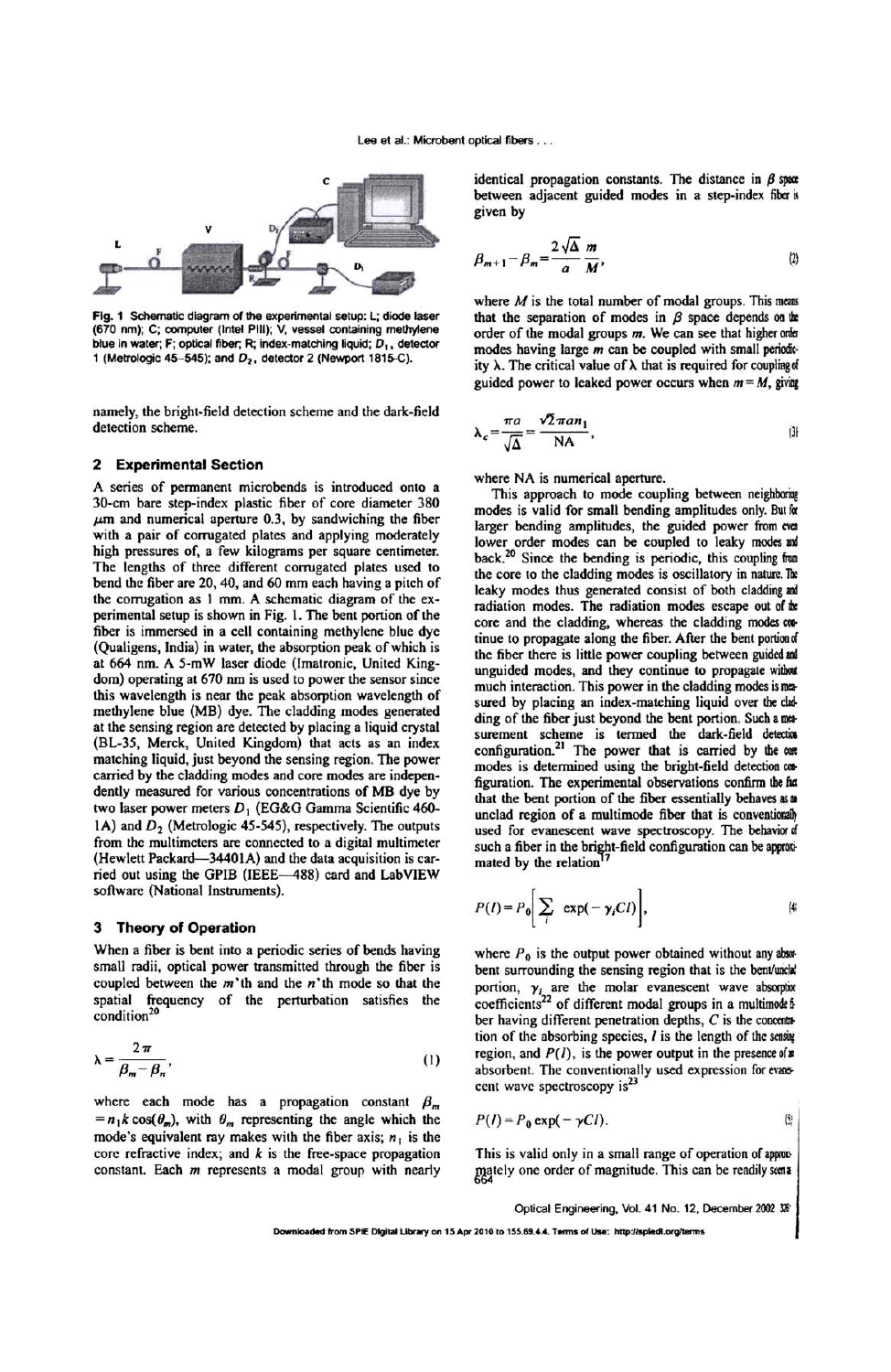Fig. 1 Schematic diagram of the experimental setup: L; diode laser (670 nm); C; computer (Intel PIII); V, vessel containing methylene blue in water; F; optical fiber; R; index-matching liquid; $D_1$, detector 1 (Metrologic 45-545); and $D_2$, detector 2 (Newport 1815-C).

namely, the bright-field detection scheme and the dark-field detection scheme.

## 2 Experimental Section

A series of permanent microbends is introduced onto a 30-cm bare step-index plastic fiber of core diameter 380 $\mu$m and numerical aperture 0.3, by sandwiching the fiber with a pair of corrugated plates and applying moderately high pressures of, a few kilograms per square centimeter. The lengths of three different corrugated plates used to bend the fiber are 20, 40, and 60 mm each having a pitch of the corrugation as 1 mm. A schematic diagram of the experimental setup is shown in Fig. 1. The bent portion of the fiber is immersed in a cell containing methylene blue dye (Qualigens, India) in water, the absorption peak of which is at 664 nm. A 5-mW laser diode (Imatronic, United Kingdom) operating at 670 nm is used to power the sensor since this wavelength is near the peak absorption wavelength of methylene blue (MB) dye. The cladding modes generated at the sensing region are detected by placing a liquid crystal (BL-35, Merck, United Kingdom) that acts as an index matching liquid, just beyond the sensing region. The power carried by the cladding modes and core modes are independently measured for various concentrations of MB dye by two laser power meters $D_1$ (EG&G Gamma Scientific 460-1A) and $D_2$ (Metrologic 45-545), respectively. The outputs from the multimeters are connected to a digital multimeter (Hewlett Packard—34401A) and the data acquisition is carried out using the GPIB (IEEE—488) card and LabVIEW software (National Instruments).

## 3 Theory of Operation

When a fiber is bent into a periodic series of bends having small radii, optical power transmitted through the fiber is coupled between the $m$'th and the $n$'th mode so that the spatial frequency of the perturbation satisfies the condition[20]

$$\lambda = \frac{2\pi}{\beta_m - \beta_n}, \tag{1}$$

where each mode has a propagation constant $\beta_m = n_1 k \cos(\theta_m)$, with $\theta_m$ representing the angle which the mode's equivalent ray makes with the fiber axis; $n_1$ is the core refractive index; and $k$ is the free-space propagation constant. Each $m$ represents a modal group with nearly identical propagation constants. The distance in $\beta$ space between adjacent guided modes in a step-index fiber is given by

$$\beta_{m+1} - \beta_m = \frac{2\sqrt{\Delta}}{a}\frac{m}{M}, \tag{2}$$

where $M$ is the total number of modal groups. This means that the separation of modes in $\beta$ space depends on the order of the modal groups $m$. We can see that higher order modes having large $m$ can be coupled with small periodicity $\lambda$. The critical value of $\lambda$ that is required for coupling of guided power to leaked power occurs when $m = M$, giving

$$\lambda_c = \frac{\pi a}{\sqrt{\Delta}} = \frac{\sqrt{2}\pi a n_1}{\mathrm{NA}}, \tag{3}$$

where NA is numerical aperture.

This approach to mode coupling between neighboring modes is valid for small bending amplitudes only. But for larger bending amplitudes, the guided power from even lower order modes can be coupled to leaky modes and back.[20] Since the bending is periodic, this coupling from the core to the cladding modes is oscillatory in nature. The leaky modes thus generated consist of both cladding and radiation modes. The radiation modes escape out of the core and the cladding, whereas the cladding modes continue to propagate along the fiber. After the bent portion of the fiber there is little power coupling between guided and unguided modes, and they continue to propagate without much interaction. This power in the cladding modes is measured by placing an index-matching liquid over the cladding of the fiber just beyond the bent portion. Such a measurement scheme is termed the dark-field detection configuration.[21] The power that is carried by the core modes is determined using the bright-field detection configuration. The experimental observations confirm the fact that the bent portion of the fiber essentially behaves as an unclad region of a multimode fiber that is conventionally used for evanescent wave spectroscopy. The behavior of such a fiber in the bright-field configuration can be approximated by the relation[17]

$$P(l) = P_0\left[\sum_i \exp(-\gamma_i C l)\right], \tag{4}$$

where $P_0$ is the output power obtained without any absorbent surrounding the sensing region that is the bent/unclad portion, $\gamma_i$ are the molar evanescent wave absorption coefficients[22] of different modal groups in a multimode fiber having different penetration depths, $C$ is the concentration of the absorbing species, $l$ is the length of the sensing region, and $P(l)$, is the power output in the presence of an absorbent. The conventionally used expression for evanescent wave spectroscopy is[23]

$$P(l) = P_0 \exp(-\gamma C l). \tag{5}$$

This is valid only in a small range of operation of approximately one order of magnitude. This can be readily seen a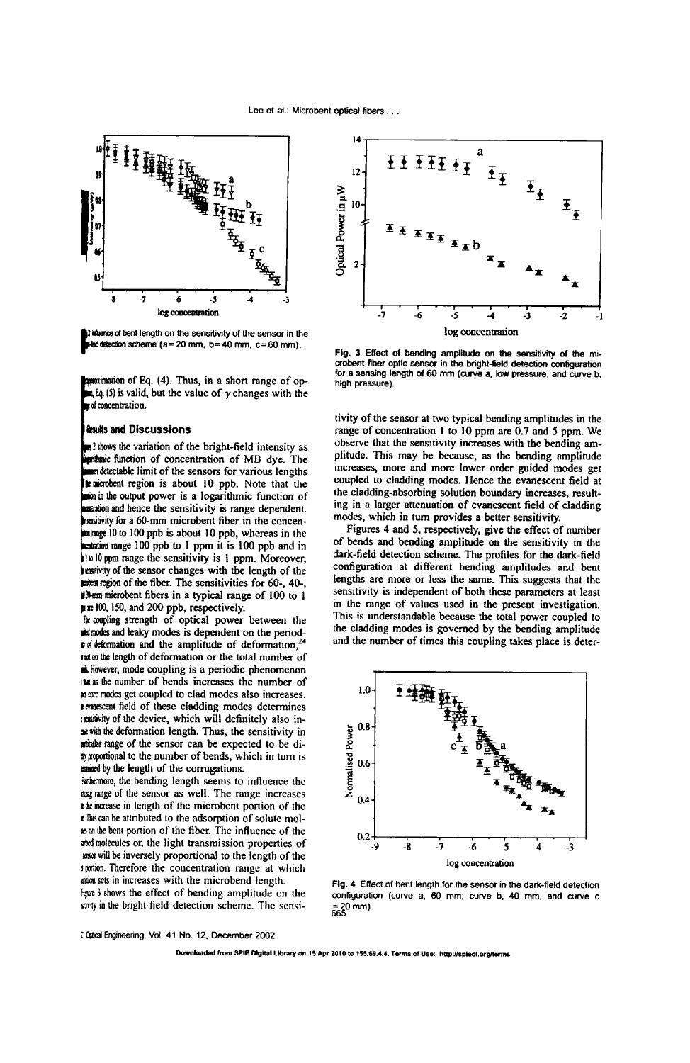**Fig. 2** Influence of bent length on the sensitivity of the sensor in the bright-field detection scheme (a=20 mm, b=40 mm, c=60 mm).

approximation of Eq. (4). Thus, in a short range of operation, Eq. (5) is valid, but the value of $\gamma$ changes with the range of concentration.

## 4 Results and Discussions

Figure 2 shows the variation of the bright-field intensity as a logarithmic function of concentration of MB dye. The minimum detectable limit of the sensors for various lengths of the microbent region is about 10 ppb. Note that the variation in the output power is a logarithmic function of concentration and hence the sensitivity is range dependent. The sensitivity for a 60-mm microbent fiber in the concentration range 10 to 100 ppb is about 10 ppb, whereas in the concentration range 100 ppb to 1 ppm it is 100 ppb and in the 1 to 10 ppm range the sensitivity is 1 ppm. Moreover, the sensitivity of the sensor changes with the length of the microbent region of the fiber. The sensitivities for 60-, 40-, and 20-mm microbent fibers in a typical range of 100 to 1 ppm are 100, 150, and 200 ppb, respectively.

The coupling strength of optical power between the guided modes and leaky modes is dependent on the periodicity of deformation and the amplitude of deformation,[24] and not on the length of deformation or the total number of bends. However, mode coupling is a periodic phenomenon and as the number of bends increases the number of times core modes get coupled to clad modes also increases. The evanescent field of these cladding modes determines the sensitivity of the device, which will definitely also increase with the deformation length. Thus, the sensitivity in a particular range of the sensor can be expected to be directly proportional to the number of bends, which in turn is determined by the length of the corrugations.

Furthermore, the bending length seems to influence the sensing range of the sensor as well. The range increases with the increase in length of the microbent portion of the fiber. This can be attributed to the adsorption of solute molecules on the bent portion of the fiber. The influence of the adsorbed molecules on the light transmission properties of the sensor will be inversely proportional to the length of the bent portion. Therefore the concentration range at which saturation sets in increases with the microbend length.

Figure 3 shows the effect of bending amplitude on the sensitivity in the bright-field detection scheme. The sensitivity of the sensor at two typical bending amplitudes in the range of concentration 1 to 10 ppm are 0.7 and 5 ppm. We observe that the sensitivity increases with the bending amplitude. This may be because, as the bending amplitude increases, more and more lower order guided modes get coupled to cladding modes. Hence the evanescent field at the cladding-absorbing solution boundary increases, resulting in a larger attenuation of evanescent field of cladding modes, which in turn provides a better sensitivity.

**Fig. 3** Effect of bending amplitude on the sensitivity of the microbent fiber optic sensor in the bright-field detection configuration for a sensing length of 60 mm (curve a, low pressure, and curve b, high pressure).

Figures 4 and 5, respectively, give the effect of number of bends and bending amplitude on the sensitivity in the dark-field detection scheme. The profiles for the dark-field configuration at different bending amplitudes and bent lengths are more or less the same. This suggests that the sensitivity is independent of both these parameters at least in the range of values used in the present investigation. This is understandable because the total power coupled to the cladding modes is governed by the bending amplitude and the number of times this coupling takes place is deter-

**Fig. 4** Effect of bent length for the sensor in the dark-field detection configuration (curve a, 60 mm; curve b, 40 mm, and curve c = 20 mm).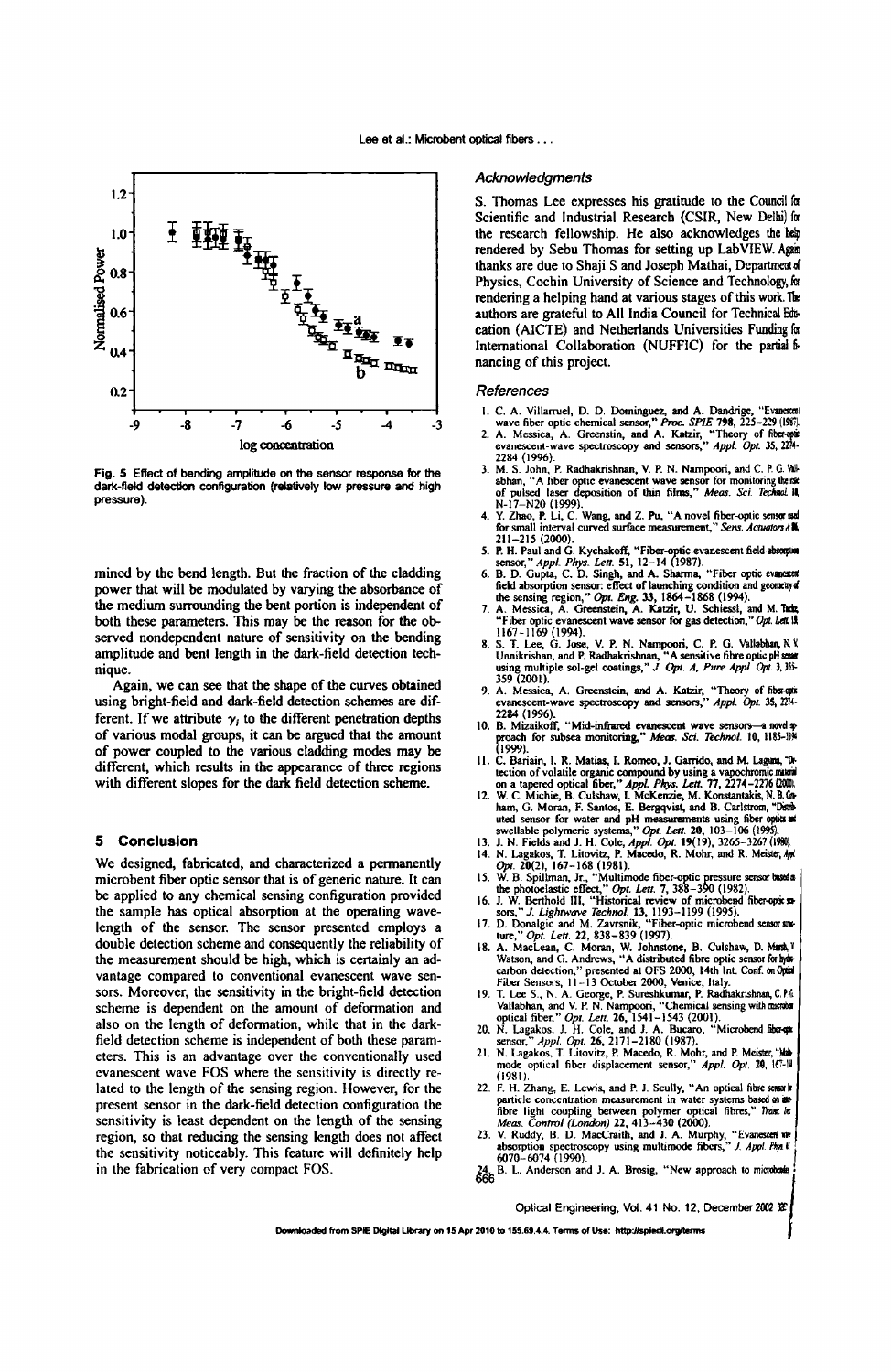1.2

1.0

0.8

0.6

0.4

0.2

Normalised Power

a

b

-9 -8 -7 -6 -5 -4 -3

log concentration

**Fig. 5** Effect of bending amplitude on the sensor response for the dark-field detection configuration (relatively low pressure and high pressure).

mined by the bend length. But the fraction of the cladding power that will be modulated by varying the absorbance of the medium surrounding the bent portion is independent of both these parameters. This may be the reason for the observed nondependent nature of sensitivity on the bending amplitude and bent length in the dark-field detection technique.

Again, we can see that the shape of the curves obtained using bright-field and dark-field detection schemes are different. If we attribute $\gamma_i$ to the different penetration depths of various modal groups, it can be argued that the amount of power coupled to the various cladding modes may be different, which results in the appearance of three regions with different slopes for the dark field detection scheme.

## 5 Conclusion

We designed, fabricated, and characterized a permanently microbent fiber optic sensor that is of generic nature. It can be applied to any chemical sensing configuration provided the sample has optical absorption at the operating wavelength of the sensor. The sensor presented employs a double detection scheme and consequently the reliability of the measurement should be high, which is certainly an advantage compared to conventional evanescent wave sensors. Moreover, the sensitivity in the bright-field detection scheme is dependent on the amount of deformation and also on the length of deformation, while that in the dark-field detection scheme is independent of both these parameters. This is an advantage over the conventionally used evanescent wave FOS where the sensitivity is directly related to the length of the sensing region. However, for the present sensor in the dark-field detection configuration the sensitivity is least dependent on the length of the sensing region, so that reducing the sensing length does not affect the sensitivity noticeably. This feature will definitely help in the fabrication of very compact FOS.

### Acknowledgments

S. Thomas Lee expresses his gratitude to the Council for Scientific and Industrial Research (CSIR, New Delhi) for the research fellowship. He also acknowledges the help rendered by Sebu Thomas for setting up LabVIEW. Again thanks are due to Shaji S and Joseph Mathai, Department of Physics, Cochin University of Science and Technology, for rendering a helping hand at various stages of this work. The authors are grateful to All India Council for Technical Education (AICTE) and Netherlands Universities Funding for International Collaboration (NUFFIC) for the partial financing of this project.

### References

1. C. A. Villarruel, D. D. Dominguez, and A. Dandrige, "Evanescent wave fiber optic chemical sensor," *Proc. SPIE* **798**, 225–229 (1987).
2. A. Messica, A. Greenstin, and A. Katzir, "Theory of fiber-optic evanescent-wave spectroscopy and sensors," *Appl. Opt.* **35**, 2274–2284 (1996).
3. M. S. John, P. Radhakrishnan, V. P. N. Nampoori, and C. P. G. Vallabhan, "A fiber optic evanescent wave sensor for monitoring the rate of pulsed laser deposition of thin films," *Meas. Sci. Technol.* **10**, N-17–N20 (1999).
4. Y. Zhao, P. Li, C. Wang, and Z. Pu, "A novel fiber-optic sensor used for small interval curved surface measurement," *Sens. Actuators A* **86**, 211–215 (2000).
5. P. H. Paul and G. Kychakoff, "Fiber-optic evanescent field absorption sensor," *Appl. Phys. Lett.* **51**, 12–14 (1987).
6. B. D. Gupta, C. D. Singh, and A. Sharma, "Fiber optic evanescent field absorption sensor: effect of launching condition and geometry of the sensing region," *Opt. Eng.* **33**, 1864–1868 (1994).
7. A. Messica, A. Greenstein, A. Katzir, U. Schiessl, and M. Tacke, "Fiber optic evanescent wave sensor for gas detection," *Opt. Lett.* **19**, 1167–1169 (1994).
8. S. T. Lee, G. Jose, V. P. N. Nampoori, C. P. G. Vallabhan, N. V. Unnikrishnan, and P. Radhakrishnan, "A sensitive fibre optic pH sensor using multiple sol-gel coatings," *J. Opt. A, Pure Appl. Opt.* **3**, 355–359 (2001).
9. A. Messica, A. Greenstein, and A. Katzir, "Theory of fiber-optic evanescent-wave spectroscopy and sensors," *Appl. Opt.* **35**, 2274–2284 (1996).
10. B. Mizaikoff, "Mid-infrared evanescent wave sensors—a novel approach for subsea monitoring," *Meas. Sci. Technol.* **10**, 1185–1194 (1999).
11. C. Bariain, I. R. Matias, I. Romeo, J. Garrido, and M. Laguna, "Detection of volatile organic compound by using a vapochromic material on a tapered optical fiber," *Appl. Phys. Lett.* **77**, 2274–2276 (2000).
12. W. C. Michie, B. Culshaw, I. McKenzie, M. Konstantakis, N. B. Graham, G. Moran, F. Santos, E. Bergqvist, and B. Carlstrom, "Distributed sensor for water and pH measurements using fiber optics and swellable polymeric systems," *Opt. Lett.* **20**, 103–106 (1995).
13. J. N. Fields and J. H. Cole, *Appl. Opt.* **19**(19), 3265–3267 (1980).
14. N. Lagakos, T. Litovitz, P. Macedo, R. Mohr, and R. Meister, *Appl. Opt.* **20**(2), 167–168 (1981).
15. W. B. Spillman, Jr., "Multimode fiber-optic pressure sensor based on the photoelastic effect," *Opt. Lett.* **7**, 388–390 (1982).
16. J. W. Berthold III, "Historical review of microbend fiber-optic sensors," *J. Lightwave Technol.* **13**, 1193–1199 (1995).
17. D. Donalgic and M. Zavrsnik, "Fiber-optic microbend sensor structure," *Opt. Lett.* **22**, 838–839 (1997).
18. A. MacLean, C. Moran, W. Johnstone, B. Culshaw, D. Marsh, Watson, and G. Andrews, "A distributed fibre optic sensor for hydrocarbon detection," presented at OFS 2000, 14th Int. Conf. on Optical Fiber Sensors, 11–13 October 2000, Venice, Italy.
19. T. Lee S., N. A. George, P. Sureshkumar, P. Radhakrishnan, C. P. G. Vallabhan, and V. P. N. Nampoori, "Chemical sensing with microbent optical fiber," *Opt. Lett.* **26**, 1541–1543 (2001).
20. N. Lagakos, J. H. Cole, and J. A. Bucaro, "Microbend fiber-optic sensor," *Appl. Opt.* **26**, 2171–2180 (1987).
21. N. Lagakos, T. Litovitz, P. Macedo, R. Mohr, and R. Meister, "Multimode optical fiber displacement sensor," *Appl. Opt.* **20**, 167–168 (1981).
22. F. H. Zhang, E. Lewis, and P. J. Scully, "An optical fibre sensor for particle concentration measurement in water systems based on inter-fibre light coupling between polymer optical fibres," *Trans. Inst. Meas. Control (London)* **22**, 413–430 (2000).
23. V. Ruddy, B. D. MacCraith, and J. A. Murphy, "Evanescent wave absorption spectroscopy using multimode fibers," *J. Appl. Phys.* **67**, 6070–6074 (1990).
24. B. L. Anderson and J. A. Brosig, "New approach to microbending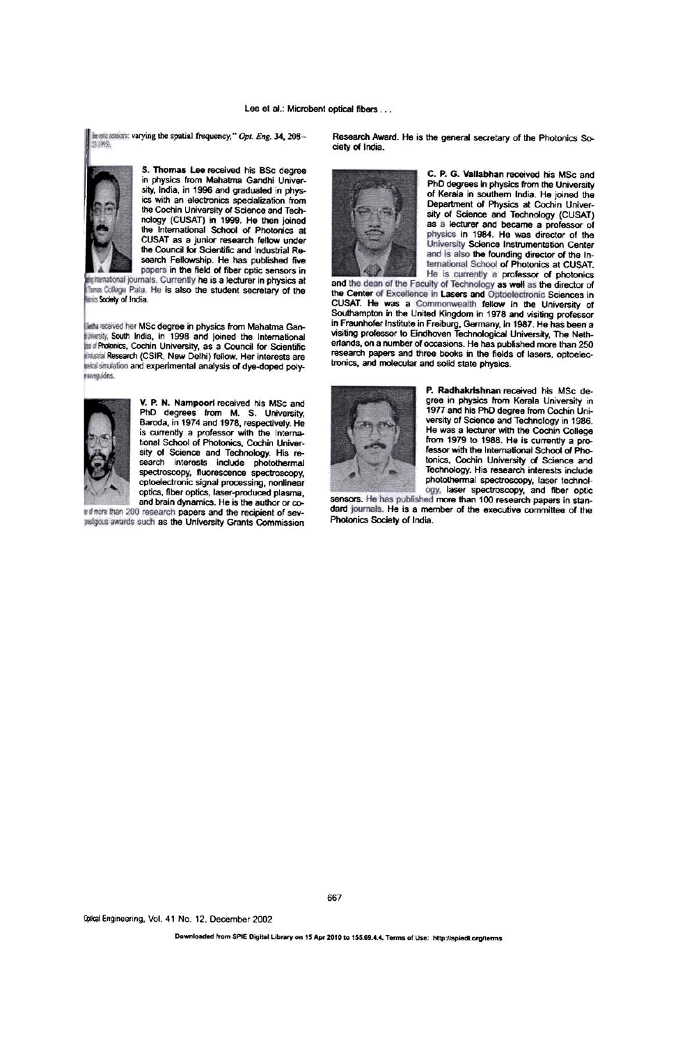fiber optic sensors: varying the spatial frequency," *Opt. Eng.* **34**, 208–213 (1995).

**S. Thomas Lee** received his BSc degree in physics from Mahatma Gandhi University, India, in 1996 and graduated in physics with an electronics specialization from the Cochin University of Science and Technology (CUSAT) in 1999. He then joined the International School of Photonics at CUSAT as a junior research fellow under the Council for Scientific and Industrial Research Fellowship. He has published five papers in the field of fiber optic sensors in leading international journals. Currently he is a lecturer in physics at Thomas College Pala. He is also the student secretary of the Photonics Society of India.

...tha received her MSc degree in physics from Mahatma Gandhi University, South India, in 1998 and joined the International School of Photonics, Cochin University, as a Council for Scientific and Industrial Research (CSIR, New Delhi) fellow. Her interests are numerical simulation and experimental analysis of dye-doped polymer waveguides.

**V. P. N. Nampoori** received his MSc and PhD degrees from M. S. University, Baroda, in 1974 and 1978, respectively. He is currently a professor with the International School of Photonics, Cochin University of Science and Technology. His research interests include photothermal spectroscopy, fluorescence spectroscopy, optoelectronic signal processing, nonlinear optics, fiber optics, laser-produced plasma, and brain dynamics. He is the author or coauthor of more than 200 research papers and the recipient of several prestigious awards such as the University Grants Commission Research Award. He is the general secretary of the Photonics Society of India.

**C. P. G. Vallabhan** received his MSc and PhD degrees in physics from the University of Kerala in southern India. He joined the Department of Physics at Cochin University of Science and Technology (CUSAT) as a lecturer and became a professor of physics in 1984. He was director of the University Science Instrumentation Center and is also the founding director of the International School of Photonics at CUSAT. He is currently a professor of photonics and the dean of the Faculty of Technology as well as the director of the Center of Excellence in Lasers and Optoelectronic Sciences in CUSAT. He was a Commonwealth fellow in the University of Southampton in the United Kingdom in 1978 and visiting professor in Fraunhofer Institute in Freiburg, Germany, in 1987. He has been a visiting professor to Eindhoven Technological University, The Netherlands, on a number of occasions. He has published more than 250 research papers and three books in the fields of lasers, optoelectronics, and molecular and solid state physics.

**P. Radhakrishnan** received his MSc degree in physics from Kerala University in 1977 and his PhD degree from Cochin University of Science and Technology in 1986. He was a lecturer with the Cochin College from 1979 to 1988. He is currently a professor with the International School of Photonics, Cochin University of Science and Technology. His research interests include photothermal spectroscopy, laser technology, laser spectroscopy, and fiber optic sensors. He has published more than 100 research papers in standard journals. He is a member of the executive committee of the Photonics Society of India.